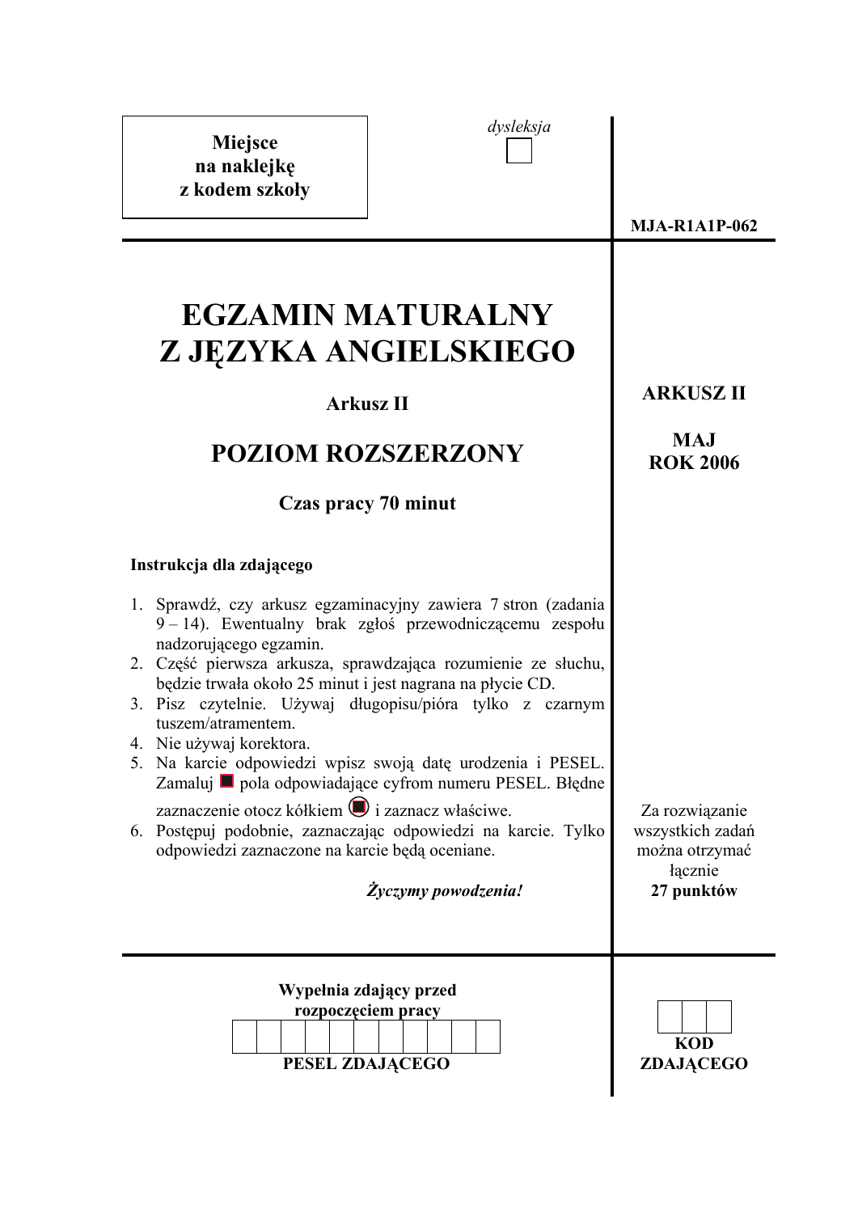**Miejsce na naklejkę z kodem szkoły**

*dysleksja*

**MJA-R1A1P-062**

# EGZAMIN MATURALNY Z JĘZYKA ANGIELSKIEGO

**Arkusz II**

## POZIOM ROZSZERZONY

**Czas pracy 70 minut**

**ARKUSZ II**

**MAJ ROK 2006**

**Instrukcja dla zdającego**

1. Sprawdź, czy arkusz egzaminacyjny zawiera 7 stron (zadania 9 – 14). Ewentualny brak zgłoś przewodniczącemu zespołu nadzorującego egzamin.
2. Część pierwsza arkusza, sprawdzająca rozumienie ze słuchu, będzie trwała około 25 minut i jest nagrana na płycie CD.
3. Pisz czytelnie. Używaj długopisu/pióra tylko z czarnym tuszem/atramentem.
4. Nie używaj korektora.
5. Na karcie odpowiedzi wpisz swoją datę urodzenia i PESEL. Zamaluj ■ pola odpowiadające cyfrom numeru PESEL. Błędne zaznaczenie otocz kółkiem i zaznacz właściwe.
6. Postępuj podobnie, zaznaczając odpowiedzi na karcie. Tylko odpowiedzi zaznaczone na karcie będą oceniane.

*Życzymy powodzenia!*

Za rozwiązanie wszystkich zadań można otrzymać łącznie **27 punktów**

**Wypełnia zdający przed rozpoczęciem pracy**

| | | | | | | | | | | |
|---|---|---|---|---|---|---|---|---|---|---|
| | | | | | | | | | | |

**PESEL ZDAJĄCEGO**

| | | |
|---|---|---|
| | | |

**KOD ZDAJĄCEGO**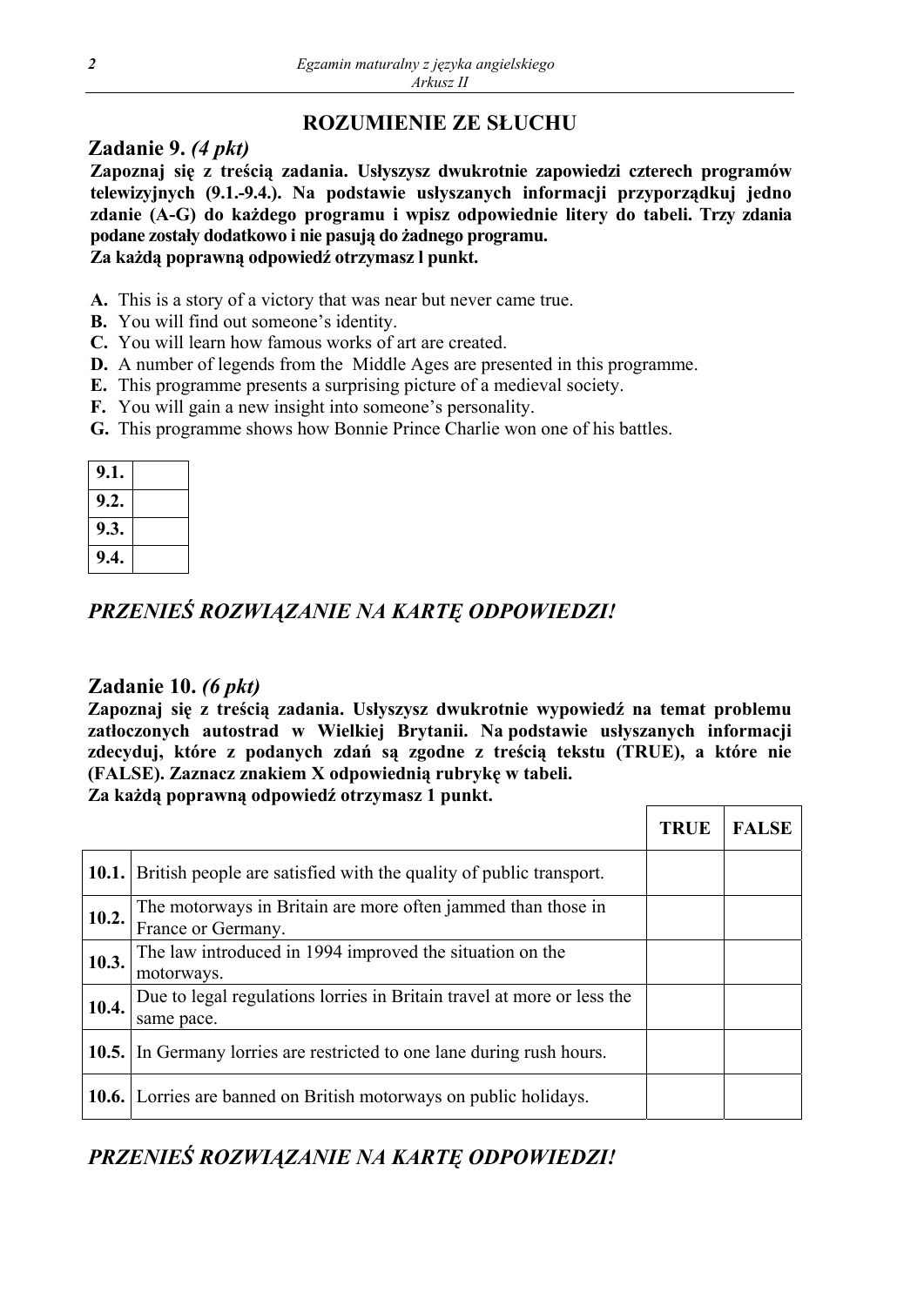## ROZUMIENIE ZE SŁUCHU

### Zadanie 9. *(4 pkt)*

**Zapoznaj się z treścią zadania. Usłyszysz dwukrotnie zapowiedzi czterech programów telewizyjnych (9.1.-9.4.). Na podstawie usłyszanych informacji przyporządkuj jedno zdanie (A-G) do każdego programu i wpisz odpowiednie litery do tabeli. Trzy zdania podane zostały dodatkowo i nie pasują do żadnego programu.**
**Za każdą poprawną odpowiedź otrzymasz l punkt.**

**A.** This is a story of a victory that was near but never came true.
**B.** You will find out someone's identity.
**C.** You will learn how famous works of art are created.
**D.** A number of legends from the Middle Ages are presented in this programme.
**E.** This programme presents a surprising picture of a medieval society.
**F.** You will gain a new insight into someone's personality.
**G.** This programme shows how Bonnie Prince Charlie won one of his battles.

| | |
|---|---|
| **9.1.** | |
| **9.2.** | |
| **9.3.** | |
| **9.4.** | |

## *PRZENIEŚ ROZWIĄZANIE NA KARTĘ ODPOWIEDZI!*

### Zadanie 10. *(6 pkt)*

**Zapoznaj się z treścią zadania. Usłyszysz dwukrotnie wypowiedź na temat problemu zatłoczonych autostrad w Wielkiej Brytanii. Na podstawie usłyszanych informacji zdecyduj, które z podanych zdań są zgodne z treścią tekstu (TRUE), a które nie (FALSE). Zaznacz znakiem X odpowiednią rubrykę w tabeli.**
**Za każdą poprawną odpowiedź otrzymasz 1 punkt.**

| | | TRUE | FALSE |
|---|---|---|---|
| **10.1.** | British people are satisfied with the quality of public transport. | | |
| **10.2.** | The motorways in Britain are more often jammed than those in France or Germany. | | |
| **10.3.** | The law introduced in 1994 improved the situation on the motorways. | | |
| **10.4.** | Due to legal regulations lorries in Britain travel at more or less the same pace. | | |
| **10.5.** | In Germany lorries are restricted to one lane during rush hours. | | |
| **10.6.** | Lorries are banned on British motorways on public holidays. | | |

## *PRZENIEŚ ROZWIĄZANIE NA KARTĘ ODPOWIEDZI!*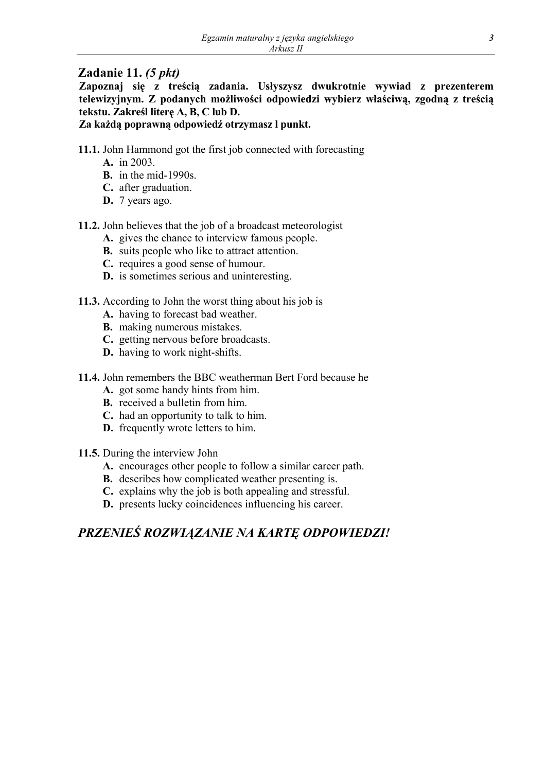## Zadanie 11. *(5 pkt)*

**Zapoznaj się z treścią zadania. Usłyszysz dwukrotnie wywiad z prezenterem telewizyjnym. Z podanych możliwości odpowiedzi wybierz właściwą, zgodną z treścią tekstu. Zakreśl literę A, B, C lub D.**
**Za każdą poprawną odpowiedź otrzymasz l punkt.**

**11.1.** John Hammond got the first job connected with forecasting

- **A.** in 2003.
- **B.** in the mid-1990s.
- **C.** after graduation.
- **D.** 7 years ago.

**11.2.** John believes that the job of a broadcast meteorologist

- **A.** gives the chance to interview famous people.
- **B.** suits people who like to attract attention.
- **C.** requires a good sense of humour.
- **D.** is sometimes serious and uninteresting.

**11.3.** According to John the worst thing about his job is

- **A.** having to forecast bad weather.
- **B.** making numerous mistakes.
- **C.** getting nervous before broadcasts.
- **D.** having to work night-shifts.

**11.4.** John remembers the BBC weatherman Bert Ford because he

- **A.** got some handy hints from him.
- **B.** received a bulletin from him.
- **C.** had an opportunity to talk to him.
- **D.** frequently wrote letters to him.

**11.5.** During the interview John

- **A.** encourages other people to follow a similar career path.
- **B.** describes how complicated weather presenting is.
- **C.** explains why the job is both appealing and stressful.
- **D.** presents lucky coincidences influencing his career.

***PRZENIEŚ ROZWIĄZANIE NA KARTĘ ODPOWIEDZI!***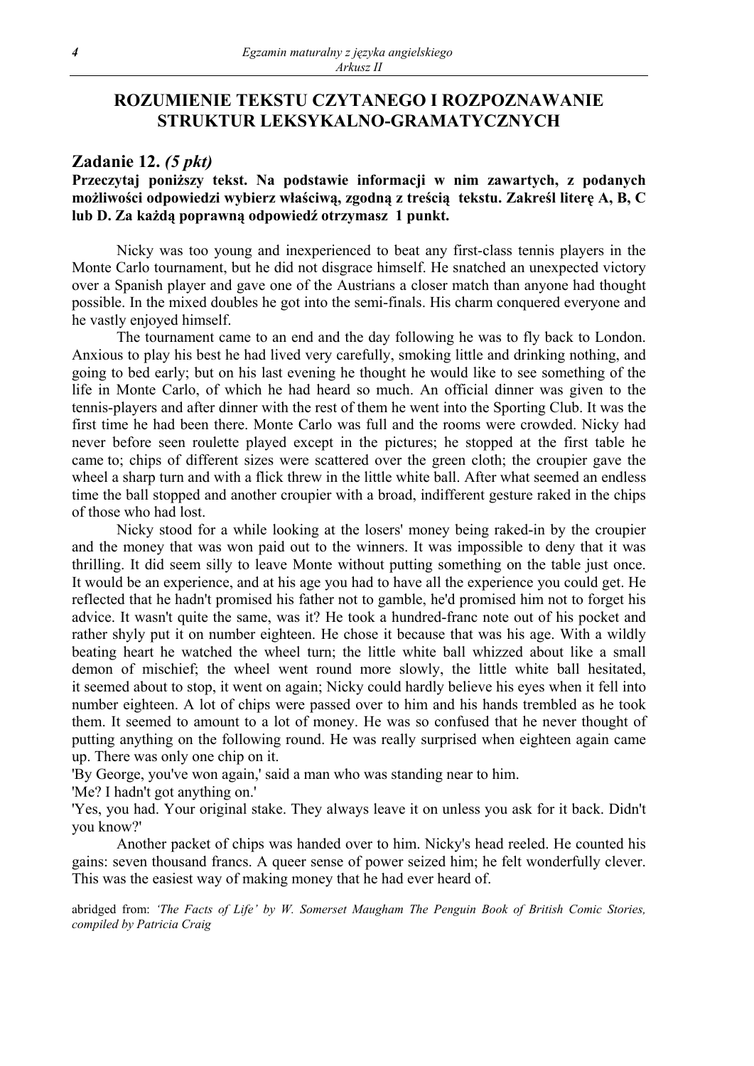## ROZUMIENIE TEKSTU CZYTANEGO I ROZPOZNAWANIE STRUKTUR LEKSYKALNO-GRAMATYCZNYCH

### Zadanie 12. *(5 pkt)*

**Przeczytaj poniższy tekst. Na podstawie informacji w nim zawartych, z podanych możliwości odpowiedzi wybierz właściwą, zgodną z treścią tekstu. Zakreśl literę A, B, C lub D. Za każdą poprawną odpowiedź otrzymasz 1 punkt.**

Nicky was too young and inexperienced to beat any first-class tennis players in the Monte Carlo tournament, but he did not disgrace himself. He snatched an unexpected victory over a Spanish player and gave one of the Austrians a closer match than anyone had thought possible. In the mixed doubles he got into the semi-finals. His charm conquered everyone and he vastly enjoyed himself.

The tournament came to an end and the day following he was to fly back to London. Anxious to play his best he had lived very carefully, smoking little and drinking nothing, and going to bed early; but on his last evening he thought he would like to see something of the life in Monte Carlo, of which he had heard so much. An official dinner was given to the tennis-players and after dinner with the rest of them he went into the Sporting Club. It was the first time he had been there. Monte Carlo was full and the rooms were crowded. Nicky had never before seen roulette played except in the pictures; he stopped at the first table he came to; chips of different sizes were scattered over the green cloth; the croupier gave the wheel a sharp turn and with a flick threw in the little white ball. After what seemed an endless time the ball stopped and another croupier with a broad, indifferent gesture raked in the chips of those who had lost.

Nicky stood for a while looking at the losers' money being raked-in by the croupier and the money that was won paid out to the winners. It was impossible to deny that it was thrilling. It did seem silly to leave Monte without putting something on the table just once. It would be an experience, and at his age you had to have all the experience you could get. He reflected that he hadn't promised his father not to gamble, he'd promised him not to forget his advice. It wasn't quite the same, was it? He took a hundred-franc note out of his pocket and rather shyly put it on number eighteen. He chose it because that was his age. With a wildly beating heart he watched the wheel turn; the little white ball whizzed about like a small demon of mischief; the wheel went round more slowly, the little white ball hesitated, it seemed about to stop, it went on again; Nicky could hardly believe his eyes when it fell into number eighteen. A lot of chips were passed over to him and his hands trembled as he took them. It seemed to amount to a lot of money. He was so confused that he never thought of putting anything on the following round. He was really surprised when eighteen again came up. There was only one chip on it.

'By George, you've won again,' said a man who was standing near to him.

'Me? I hadn't got anything on.'

'Yes, you had. Your original stake. They always leave it on unless you ask for it back. Didn't you know?'

Another packet of chips was handed over to him. Nicky's head reeled. He counted his gains: seven thousand francs. A queer sense of power seized him; he felt wonderfully clever. This was the easiest way of making money that he had ever heard of.

abridged from: *'The Facts of Life' by W. Somerset Maugham The Penguin Book of British Comic Stories, compiled by Patricia Craig*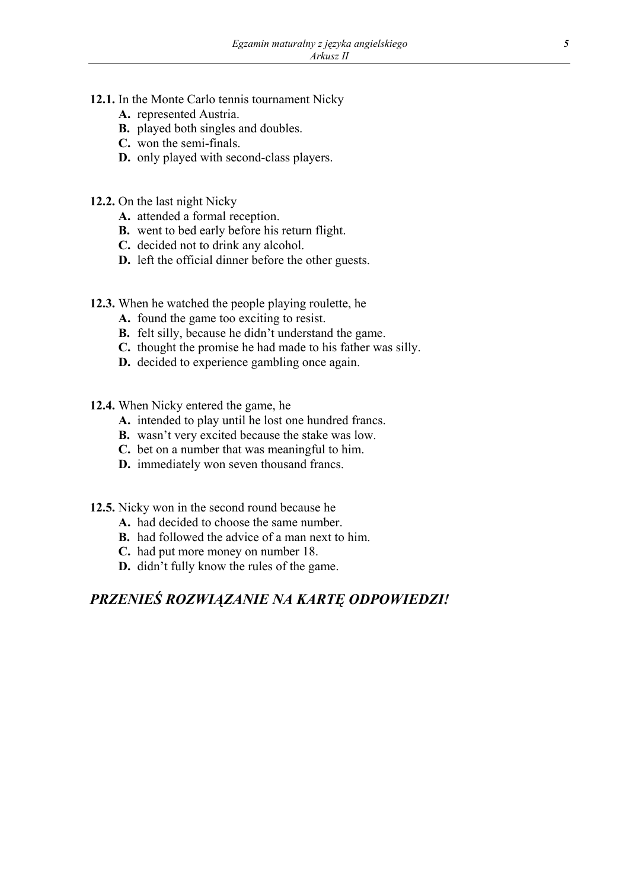**12.1.** In the Monte Carlo tennis tournament Nicky

- **A.** represented Austria.
- **B.** played both singles and doubles.
- **C.** won the semi-finals.
- **D.** only played with second-class players.

**12.2.** On the last night Nicky

- **A.** attended a formal reception.
- **B.** went to bed early before his return flight.
- **C.** decided not to drink any alcohol.
- **D.** left the official dinner before the other guests.

**12.3.** When he watched the people playing roulette, he

- **A.** found the game too exciting to resist.
- **B.** felt silly, because he didn't understand the game.
- **C.** thought the promise he had made to his father was silly.
- **D.** decided to experience gambling once again.

**12.4.** When Nicky entered the game, he

- **A.** intended to play until he lost one hundred francs.
- **B.** wasn't very excited because the stake was low.
- **C.** bet on a number that was meaningful to him.
- **D.** immediately won seven thousand francs.

**12.5.** Nicky won in the second round because he

- **A.** had decided to choose the same number.
- **B.** had followed the advice of a man next to him.
- **C.** had put more money on number 18.
- **D.** didn't fully know the rules of the game.

## *PRZENIEŚ ROZWIĄZANIE NA KARTĘ ODPOWIEDZI!*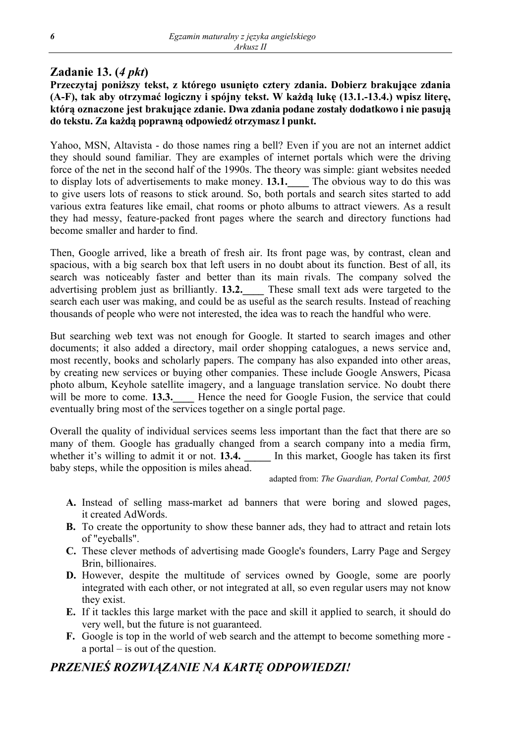## Zadanie 13. (*4 pkt*)

**Przeczytaj poniższy tekst, z którego usunięto cztery zdania. Dobierz brakujące zdania (A-F), tak aby otrzymać logiczny i spójny tekst. W każdą lukę (13.1.-13.4.) wpisz literę, którą oznaczone jest brakujące zdanie. Dwa zdania podane zostały dodatkowo i nie pasują do tekstu. Za każdą poprawną odpowiedź otrzymasz l punkt.**

Yahoo, MSN, Altavista - do those names ring a bell? Even if you are not an internet addict they should sound familiar. They are examples of internet portals which were the driving force of the net in the second half of the 1990s. The theory was simple: giant websites needed to display lots of advertisements to make money. **13.1.____** The obvious way to do this was to give users lots of reasons to stick around. So, both portals and search sites started to add various extra features like email, chat rooms or photo albums to attract viewers. As a result they had messy, feature-packed front pages where the search and directory functions had become smaller and harder to find.

Then, Google arrived, like a breath of fresh air. Its front page was, by contrast, clean and spacious, with a big search box that left users in no doubt about its function. Best of all, its search was noticeably faster and better than its main rivals. The company solved the advertising problem just as brilliantly. **13.2.____** These small text ads were targeted to the search each user was making, and could be as useful as the search results. Instead of reaching thousands of people who were not interested, the idea was to reach the handful who were.

But searching web text was not enough for Google. It started to search images and other documents; it also added a directory, mail order shopping catalogues, a news service and, most recently, books and scholarly papers. The company has also expanded into other areas, by creating new services or buying other companies. These include Google Answers, Picasa photo album, Keyhole satellite imagery, and a language translation service. No doubt there will be more to come. **13.3.____** Hence the need for Google Fusion, the service that could eventually bring most of the services together on a single portal page.

Overall the quality of individual services seems less important than the fact that there are so many of them. Google has gradually changed from a search company into a media firm, whether it's willing to admit it or not. **13.4. _____** In this market, Google has taken its first baby steps, while the opposition is miles ahead.

adapted from: *The Guardian, Portal Combat, 2005*

- **A.** Instead of selling mass-market ad banners that were boring and slowed pages, it created AdWords.
- **B.** To create the opportunity to show these banner ads, they had to attract and retain lots of "eyeballs".
- **C.** These clever methods of advertising made Google's founders, Larry Page and Sergey Brin, billionaires.
- **D.** However, despite the multitude of services owned by Google, some are poorly integrated with each other, or not integrated at all, so even regular users may not know they exist.
- **E.** If it tackles this large market with the pace and skill it applied to search, it should do very well, but the future is not guaranteed.
- **F.** Google is top in the world of web search and the attempt to become something more - a portal – is out of the question.

## *PRZENIEŚ ROZWIĄZANIE NA KARTĘ ODPOWIEDZI!*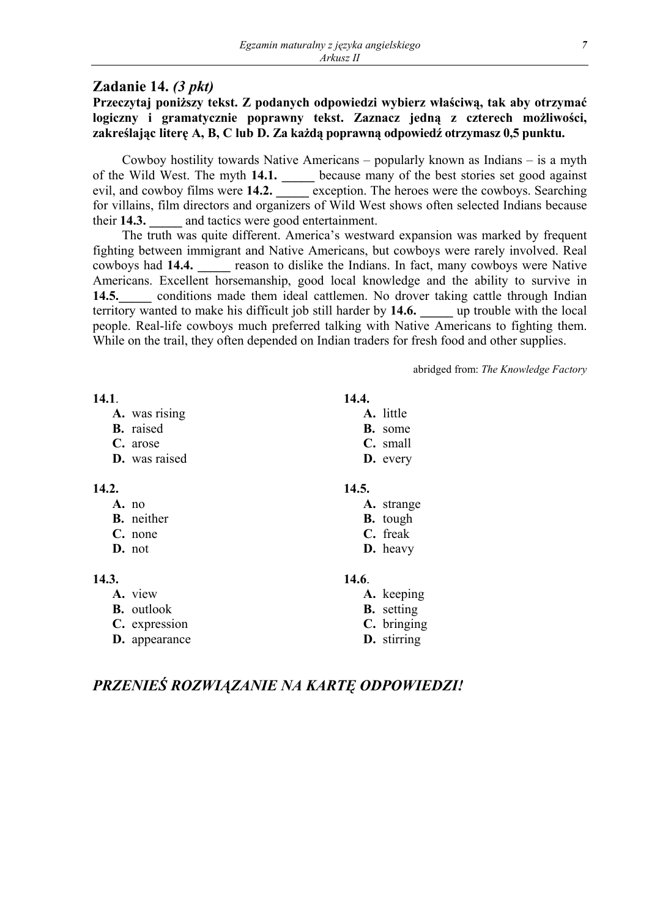## Zadanie 14. *(3 pkt)*

**Przeczytaj poniższy tekst. Z podanych odpowiedzi wybierz właściwą, tak aby otrzymać logiczny i gramatycznie poprawny tekst. Zaznacz jedną z czterech możliwości, zakreślając literę A, B, C lub D. Za każdą poprawną odpowiedź otrzymasz 0,5 punktu.**

Cowboy hostility towards Native Americans – popularly known as Indians – is a myth of the Wild West. The myth **14.1.** _____ because many of the best stories set good against evil, and cowboy films were **14.2.** _____ exception. The heroes were the cowboys. Searching for villains, film directors and organizers of Wild West shows often selected Indians because their **14.3.** _____ and tactics were good entertainment.

The truth was quite different. America's westward expansion was marked by frequent fighting between immigrant and Native Americans, but cowboys were rarely involved. Real cowboys had **14.4.** _____ reason to dislike the Indians. In fact, many cowboys were Native Americans. Excellent horsemanship, good local knowledge and the ability to survive in **14.5.**_____ conditions made them ideal cattlemen. No drover taking cattle through Indian territory wanted to make his difficult job still harder by **14.6.** _____ up trouble with the local people. Real-life cowboys much preferred talking with Native Americans to fighting them. While on the trail, they often depended on Indian traders for fresh food and other supplies.

abridged from: *The Knowledge Factory*

**14.1.**
- **A.** was rising
- **B.** raised
- **C.** arose
- **D.** was raised

**14.2.**
- **A.** no
- **B.** neither
- **C.** none
- **D.** not

**14.3.**
- **A.** view
- **B.** outlook
- **C.** expression
- **D.** appearance

**14.4.**
- **A.** little
- **B.** some
- **C.** small
- **D.** every

**14.5.**
- **A.** strange
- **B.** tough
- **C.** freak
- **D.** heavy

**14.6.**
- **A.** keeping
- **B.** setting
- **C.** bringing
- **D.** stirring

***PRZENIEŚ ROZWIĄZANIE NA KARTĘ ODPOWIEDZI!***